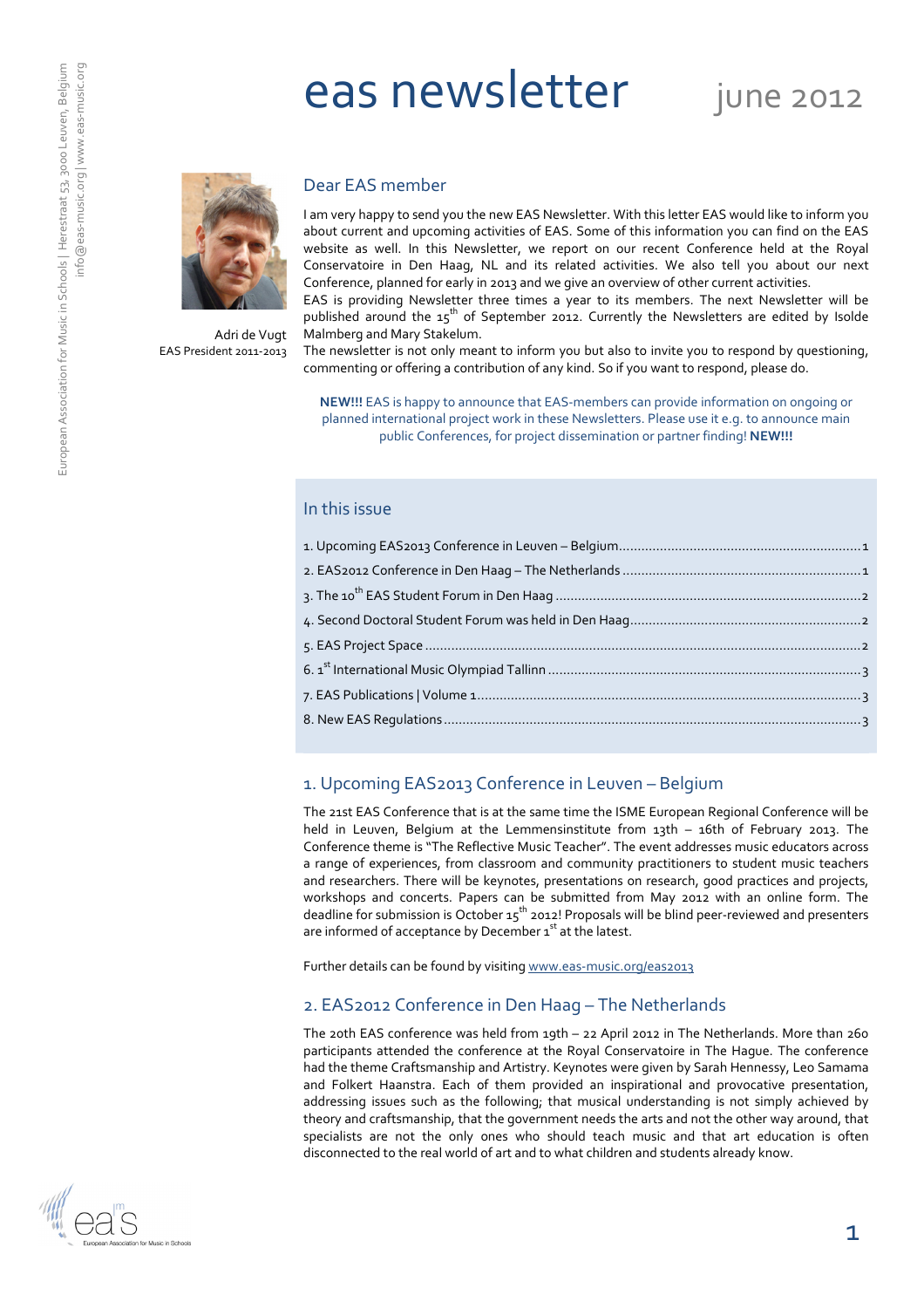# eas newsletter june 2012

Adri de Vugt
EAS President 2011-2013

## Dear EAS member

I am very happy to send you the new EAS Newsletter. With this letter EAS would like to inform you about current and upcoming activities of EAS. Some of this information you can find on the EAS website as well. In this Newsletter, we report on our recent Conference held at the Royal Conservatoire in Den Haag, NL and its related activities. We also tell you about our next Conference, planned for early in 2013 and we give an overview of other current activities.
EAS is providing Newsletter three times a year to its members. The next Newsletter will be published around the 15th of September 2012. Currently the Newsletters are edited by Isolde Malmberg and Mary Stakelum.
The newsletter is not only meant to inform you but also to invite you to respond by questioning, commenting or offering a contribution of any kind. So if you want to respond, please do.

**NEW!!!** EAS is happy to announce that EAS-members can provide information on ongoing or planned international project work in these Newsletters. Please use it e.g. to announce main public Conferences, for project dissemination or partner finding! **NEW!!!**

## In this issue

1. Upcoming EAS2013 Conference in Leuven – Belgium ... 1
2. EAS2012 Conference in Den Haag – The Netherlands ... 1
3. The 10th EAS Student Forum in Den Haag ... 2
4. Second Doctoral Student Forum was held in Den Haag ... 2
5. EAS Project Space ... 2
6. 1st International Music Olympiad Tallinn ... 3
7. EAS Publications | Volume 1 ... 3
8. New EAS Regulations ... 3

## 1. Upcoming EAS2013 Conference in Leuven – Belgium

The 21st EAS Conference that is at the same time the ISME European Regional Conference will be held in Leuven, Belgium at the Lemmensinstitute from 13th – 16th of February 2013. The Conference theme is "The Reflective Music Teacher". The event addresses music educators across a range of experiences, from classroom and community practitioners to student music teachers and researchers. There will be keynotes, presentations on research, good practices and projects, workshops and concerts. Papers can be submitted from May 2012 with an online form. The deadline for submission is October 15th 2012! Proposals will be blind peer-reviewed and presenters are informed of acceptance by December 1st at the latest.

Further details can be found by visiting www.eas-music.org/eas2013

## 2. EAS2012 Conference in Den Haag – The Netherlands

The 20th EAS conference was held from 19th – 22 April 2012 in The Netherlands. More than 260 participants attended the conference at the Royal Conservatoire in The Hague. The conference had the theme Craftsmanship and Artistry. Keynotes were given by Sarah Hennessy, Leo Samama and Folkert Haanstra. Each of them provided an inspirational and provocative presentation, addressing issues such as the following; that musical understanding is not simply achieved by theory and craftsmanship, that the government needs the arts and not the other way around, that specialists are not the only ones who should teach music and that art education is often disconnected to the real world of art and to what children and students already know.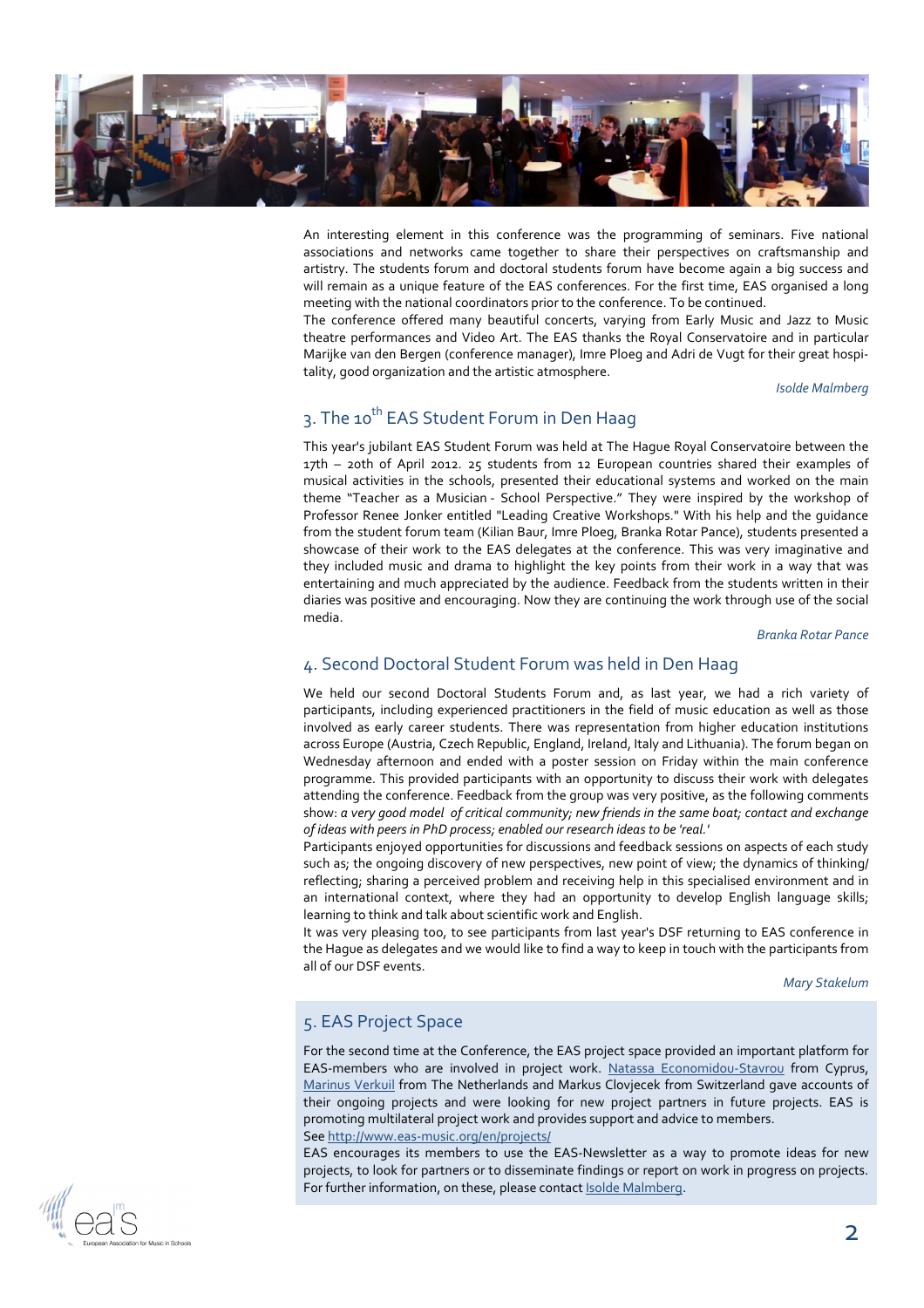An interesting element in this conference was the programming of seminars. Five national associations and networks came together to share their perspectives on craftsmanship and artistry. The students forum and doctoral students forum have become again a big success and will remain as a unique feature of the EAS conferences. For the first time, EAS organised a long meeting with the national coordinators prior to the conference. To be continued.

The conference offered many beautiful concerts, varying from Early Music and Jazz to Music theatre performances and Video Art. The EAS thanks the Royal Conservatoire and in particular Marijke van den Bergen (conference manager), Imre Ploeg and Adri de Vugt for their great hospitality, good organization and the artistic atmosphere.

*Isolde Malmberg*

## 3. The 10th EAS Student Forum in Den Haag

This year's jubilant EAS Student Forum was held at The Hague Royal Conservatoire between the 17th – 20th of April 2012. 25 students from 12 European countries shared their examples of musical activities in the schools, presented their educational systems and worked on the main theme "Teacher as a Musician - School Perspective." They were inspired by the workshop of Professor Renee Jonker entitled "Leading Creative Workshops." With his help and the guidance from the student forum team (Kilian Baur, Imre Ploeg, Branka Rotar Pance), students presented a showcase of their work to the EAS delegates at the conference. This was very imaginative and they included music and drama to highlight the key points from their work in a way that was entertaining and much appreciated by the audience. Feedback from the students written in their diaries was positive and encouraging. Now they are continuing the work through use of the social media.

*Branka Rotar Pance*

## 4. Second Doctoral Student Forum was held in Den Haag

We held our second Doctoral Students Forum and, as last year, we had a rich variety of participants, including experienced practitioners in the field of music education as well as those involved as early career students. There was representation from higher education institutions across Europe (Austria, Czech Republic, England, Ireland, Italy and Lithuania). The forum began on Wednesday afternoon and ended with a poster session on Friday within the main conference programme. This provided participants with an opportunity to discuss their work with delegates attending the conference. Feedback from the group was very positive, as the following comments show: *a very good model of critical community; new friends in the same boat; contact and exchange of ideas with peers in PhD process; enabled our research ideas to be 'real.'*

Participants enjoyed opportunities for discussions and feedback sessions on aspects of each study such as; the ongoing discovery of new perspectives, new point of view; the dynamics of thinking/reflecting; sharing a perceived problem and receiving help in this specialised environment and in an international context, where they had an opportunity to develop English language skills; learning to think and talk about scientific work and English.

It was very pleasing too, to see participants from last year's DSF returning to EAS conference in the Hague as delegates and we would like to find a way to keep in touch with the participants from all of our DSF events.

*Mary Stakelum*

## 5. EAS Project Space

For the second time at the Conference, the EAS project space provided an important platform for EAS-members who are involved in project work. Natassa Economidou-Stavrou from Cyprus, Marinus Verkuil from The Netherlands and Markus Clovjecek from Switzerland gave accounts of their ongoing projects and were looking for new project partners in future projects. EAS is promoting multilateral project work and provides support and advice to members.

See http://www.eas-music.org/en/projects/

EAS encourages its members to use the EAS-Newsletter as a way to promote ideas for new projects, to look for partners or to disseminate findings or report on work in progress on projects. For further information, on these, please contact Isolde Malmberg.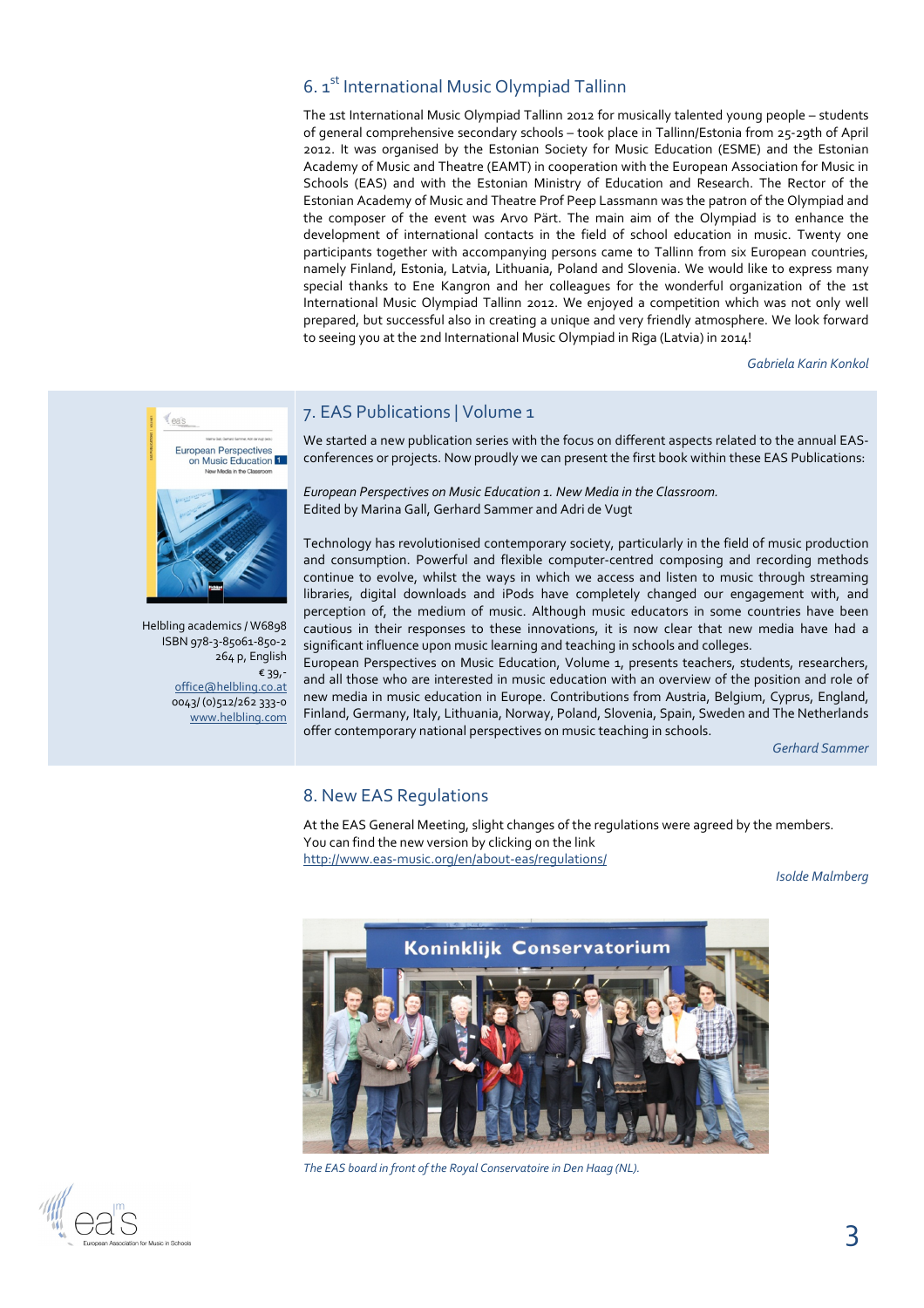## 6. 1st International Music Olympiad Tallinn

The 1st International Music Olympiad Tallinn 2012 for musically talented young people – students of general comprehensive secondary schools – took place in Tallinn/Estonia from 25-29th of April 2012. It was organised by the Estonian Society for Music Education (ESME) and the Estonian Academy of Music and Theatre (EAMT) in cooperation with the European Association for Music in Schools (EAS) and with the Estonian Ministry of Education and Research. The Rector of the Estonian Academy of Music and Theatre Prof Peep Lassmann was the patron of the Olympiad and the composer of the event was Arvo Pärt. The main aim of the Olympiad is to enhance the development of international contacts in the field of school education in music. Twenty one participants together with accompanying persons came to Tallinn from six European countries, namely Finland, Estonia, Latvia, Lithuania, Poland and Slovenia. We would like to express many special thanks to Ene Kangron and her colleagues for the wonderful organization of the 1st International Music Olympiad Tallinn 2012. We enjoyed a competition which was not only well prepared, but successful also in creating a unique and very friendly atmosphere. We look forward to seeing you at the 2nd International Music Olympiad in Riga (Latvia) in 2014!

*Gabriela Karin Konkol*

## 7. EAS Publications | Volume 1

We started a new publication series with the focus on different aspects related to the annual EAS-conferences or projects. Now proudly we can present the first book within these EAS Publications:

*European Perspectives on Music Education 1. New Media in the Classroom.*
Edited by Marina Gall, Gerhard Sammer and Adri de Vugt

Technology has revolutionised contemporary society, particularly in the field of music production and consumption. Powerful and flexible computer-centred composing and recording methods continue to evolve, whilst the ways in which we access and listen to music through streaming libraries, digital downloads and iPods have completely changed our engagement with, and perception of, the medium of music. Although music educators in some countries have been cautious in their responses to these innovations, it is now clear that new media have had a significant influence upon music learning and teaching in schools and colleges.
European Perspectives on Music Education, Volume 1, presents teachers, students, researchers, and all those who are interested in music education with an overview of the position and role of new media in music education in Europe. Contributions from Austria, Belgium, Cyprus, England, Finland, Germany, Italy, Lithuania, Norway, Poland, Slovenia, Spain, Sweden and The Netherlands offer contemporary national perspectives on music teaching in schools.

*Gerhard Sammer*

Helbling academics / W6898
ISBN 978-3-85061-850-2
264 p, English
€ 39,-
office@helbling.co.at
0043/ (0)512/262 333-0
www.helbling.com

## 8. New EAS Regulations

At the EAS General Meeting, slight changes of the regulations were agreed by the members.
You can find the new version by clicking on the link
http://www.eas-music.org/en/about-eas/regulations/

*Isolde Malmberg*

*The EAS board in front of the Royal Conservatoire in Den Haag (NL).*